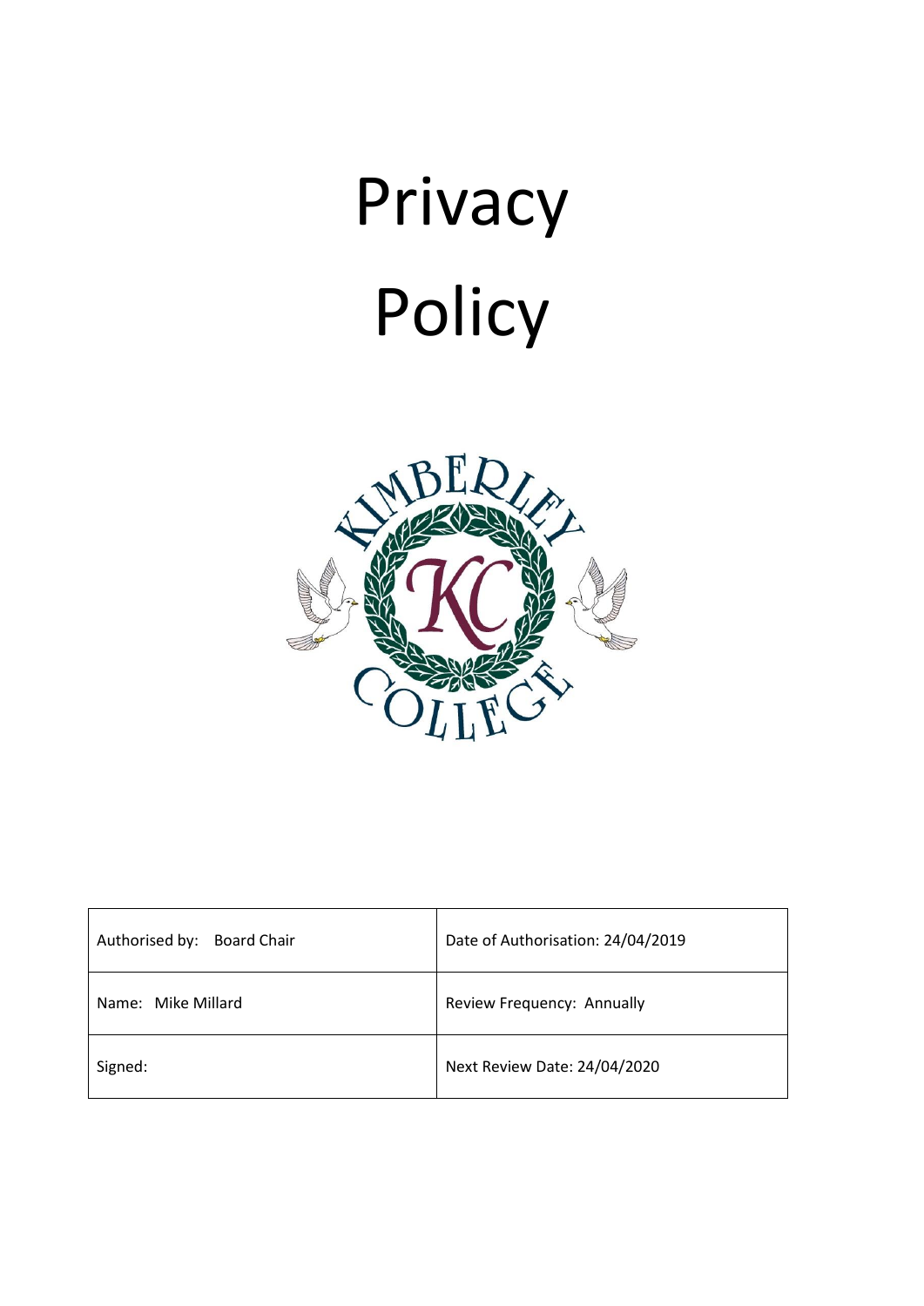# Privacy Policy

| Authorised by: Board Chair | Date of Authorisation: 24/04/2019 |
| --- | --- |
| Name: Mike Millard | Review Frequency: Annually |
| Signed: | Next Review Date: 24/04/2020 |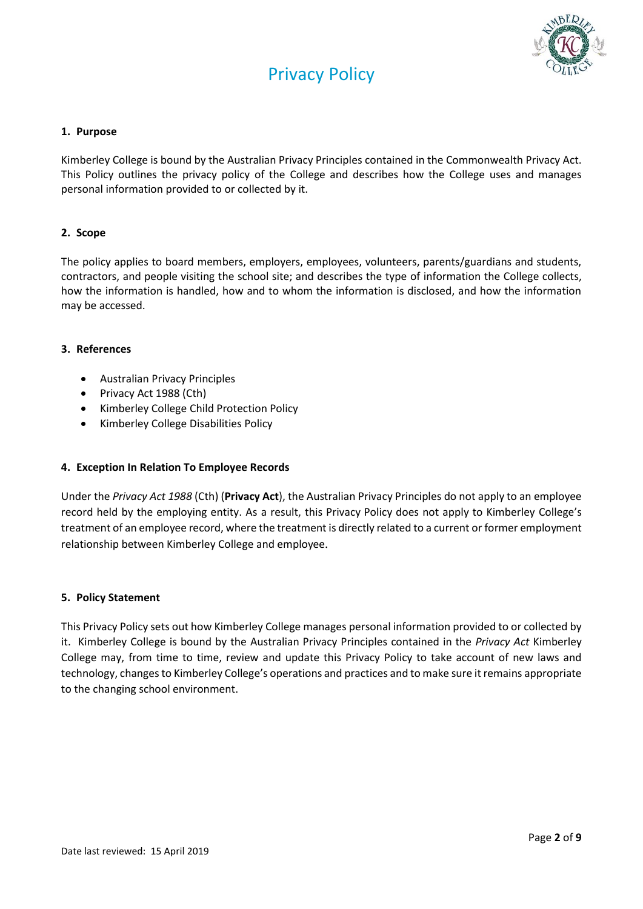# Privacy Policy

## 1. Purpose

Kimberley College is bound by the Australian Privacy Principles contained in the Commonwealth Privacy Act. This Policy outlines the privacy policy of the College and describes how the College uses and manages personal information provided to or collected by it.

## 2. Scope

The policy applies to board members, employers, employees, volunteers, parents/guardians and students, contractors, and people visiting the school site; and describes the type of information the College collects, how the information is handled, how and to whom the information is disclosed, and how the information may be accessed.

## 3. References

- Australian Privacy Principles
- Privacy Act 1988 (Cth)
- Kimberley College Child Protection Policy
- Kimberley College Disabilities Policy

## 4. Exception In Relation To Employee Records

Under the *Privacy Act 1988* (Cth) (**Privacy Act**), the Australian Privacy Principles do not apply to an employee record held by the employing entity. As a result, this Privacy Policy does not apply to Kimberley College's treatment of an employee record, where the treatment is directly related to a current or former employment relationship between Kimberley College and employee.

## 5. Policy Statement

This Privacy Policy sets out how Kimberley College manages personal information provided to or collected by it. Kimberley College is bound by the Australian Privacy Principles contained in the *Privacy Act* Kimberley College may, from time to time, review and update this Privacy Policy to take account of new laws and technology, changes to Kimberley College's operations and practices and to make sure it remains appropriate to the changing school environment.

Date last reviewed: 15 April 2019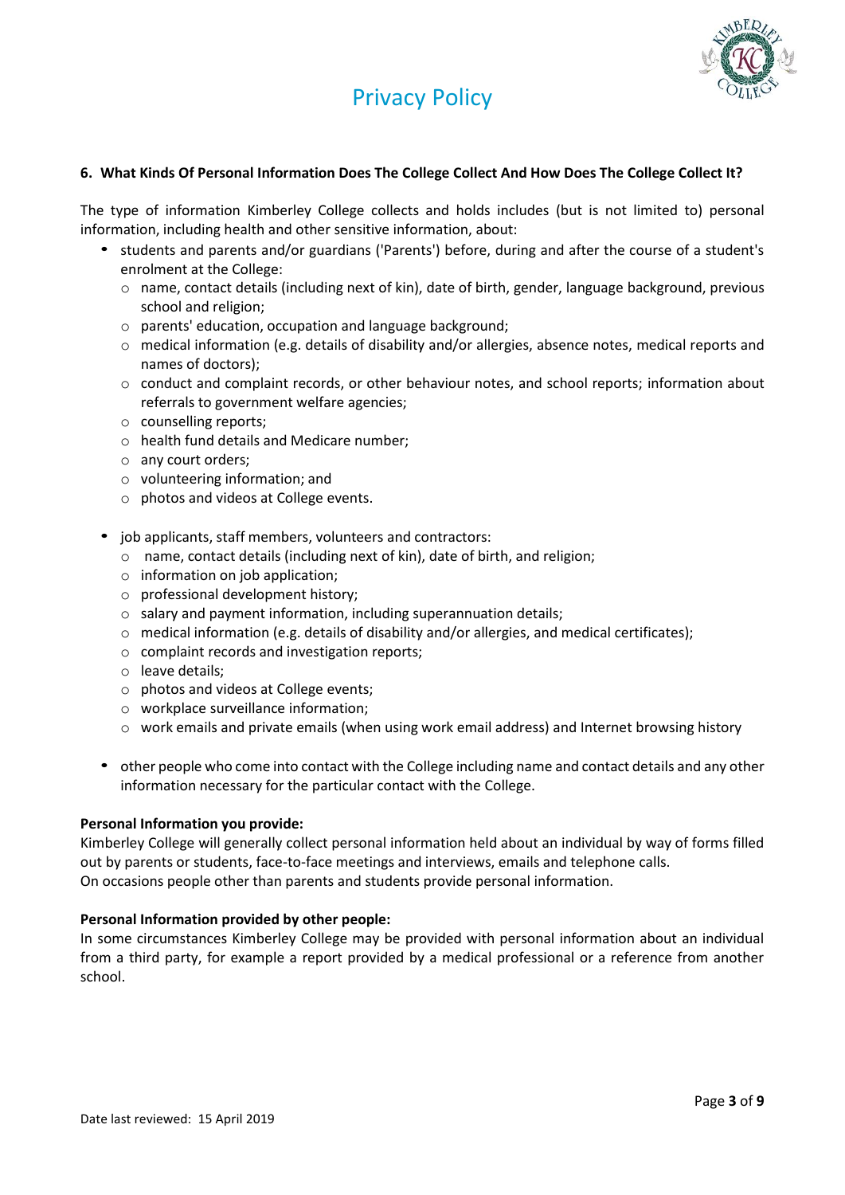### 6. What Kinds Of Personal Information Does The College Collect And How Does The College Collect It?

The type of information Kimberley College collects and holds includes (but is not limited to) personal information, including health and other sensitive information, about:

- students and parents and/or guardians ('Parents') before, during and after the course of a student's enrolment at the College:
  - name, contact details (including next of kin), date of birth, gender, language background, previous school and religion;
  - parents' education, occupation and language background;
  - medical information (e.g. details of disability and/or allergies, absence notes, medical reports and names of doctors);
  - conduct and complaint records, or other behaviour notes, and school reports; information about referrals to government welfare agencies;
  - counselling reports;
  - health fund details and Medicare number;
  - any court orders;
  - volunteering information; and
  - photos and videos at College events.

- job applicants, staff members, volunteers and contractors:
  - name, contact details (including next of kin), date of birth, and religion;
  - information on job application;
  - professional development history;
  - salary and payment information, including superannuation details;
  - medical information (e.g. details of disability and/or allergies, and medical certificates);
  - complaint records and investigation reports;
  - leave details;
  - photos and videos at College events;
  - workplace surveillance information;
  - work emails and private emails (when using work email address) and Internet browsing history

- other people who come into contact with the College including name and contact details and any other information necessary for the particular contact with the College.

**Personal Information you provide:**
Kimberley College will generally collect personal information held about an individual by way of forms filled out by parents or students, face-to-face meetings and interviews, emails and telephone calls.
On occasions people other than parents and students provide personal information.

**Personal Information provided by other people:**
In some circumstances Kimberley College may be provided with personal information about an individual from a third party, for example a report provided by a medical professional or a reference from another school.

Date last reviewed: 15 April 2019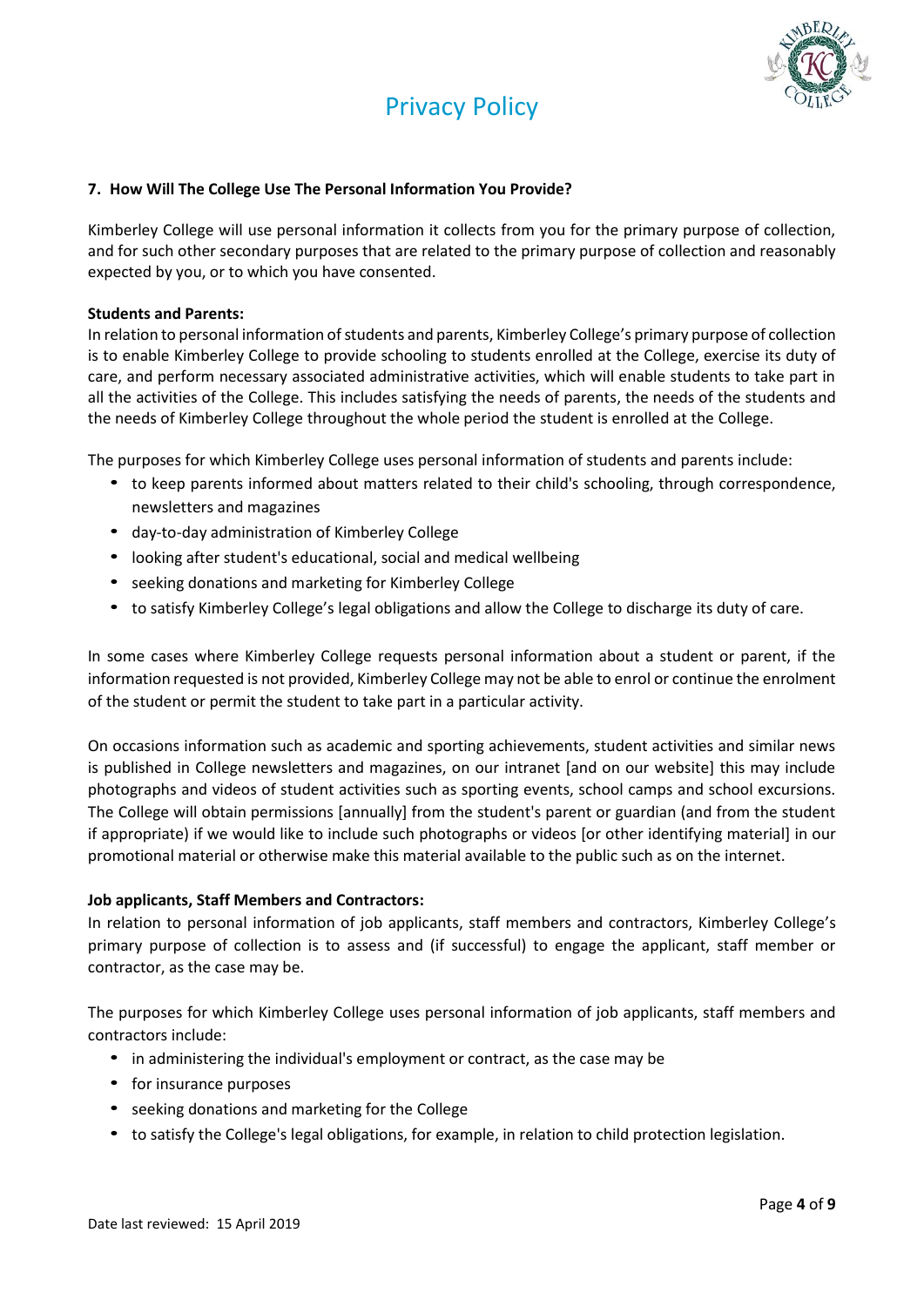### 7. How Will The College Use The Personal Information You Provide?

Kimberley College will use personal information it collects from you for the primary purpose of collection, and for such other secondary purposes that are related to the primary purpose of collection and reasonably expected by you, or to which you have consented.

**Students and Parents:**
In relation to personal information of students and parents, Kimberley College's primary purpose of collection is to enable Kimberley College to provide schooling to students enrolled at the College, exercise its duty of care, and perform necessary associated administrative activities, which will enable students to take part in all the activities of the College. This includes satisfying the needs of parents, the needs of the students and the needs of Kimberley College throughout the whole period the student is enrolled at the College.

The purposes for which Kimberley College uses personal information of students and parents include:

- to keep parents informed about matters related to their child's schooling, through correspondence, newsletters and magazines
- day-to-day administration of Kimberley College
- looking after student's educational, social and medical wellbeing
- seeking donations and marketing for Kimberley College
- to satisfy Kimberley College's legal obligations and allow the College to discharge its duty of care.

In some cases where Kimberley College requests personal information about a student or parent, if the information requested is not provided, Kimberley College may not be able to enrol or continue the enrolment of the student or permit the student to take part in a particular activity.

On occasions information such as academic and sporting achievements, student activities and similar news is published in College newsletters and magazines, on our intranet [and on our website] this may include photographs and videos of student activities such as sporting events, school camps and school excursions. The College will obtain permissions [annually] from the student's parent or guardian (and from the student if appropriate) if we would like to include such photographs or videos [or other identifying material] in our promotional material or otherwise make this material available to the public such as on the internet.

**Job applicants, Staff Members and Contractors:**
In relation to personal information of job applicants, staff members and contractors, Kimberley College's primary purpose of collection is to assess and (if successful) to engage the applicant, staff member or contractor, as the case may be.

The purposes for which Kimberley College uses personal information of job applicants, staff members and contractors include:

- in administering the individual's employment or contract, as the case may be
- for insurance purposes
- seeking donations and marketing for the College
- to satisfy the College's legal obligations, for example, in relation to child protection legislation.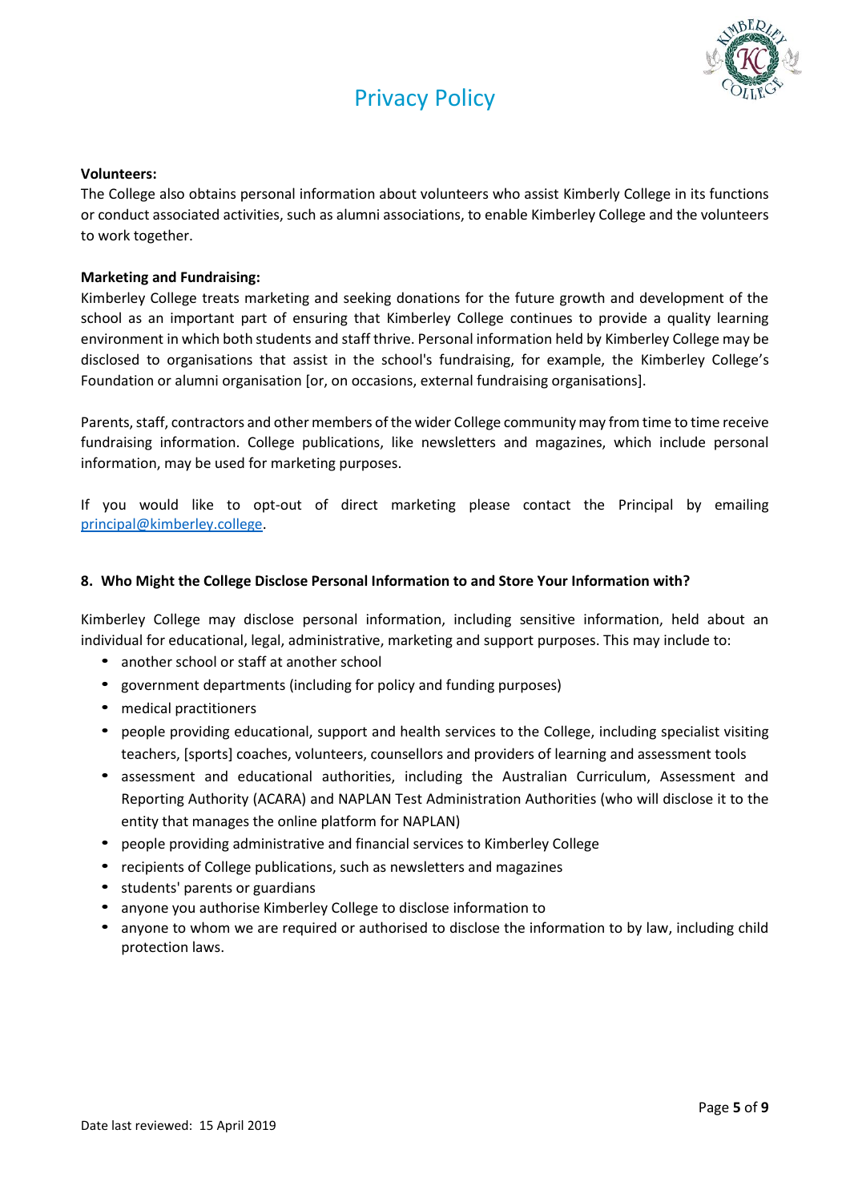**Volunteers:**
The College also obtains personal information about volunteers who assist Kimberly College in its functions or conduct associated activities, such as alumni associations, to enable Kimberley College and the volunteers to work together.

**Marketing and Fundraising:**
Kimberley College treats marketing and seeking donations for the future growth and development of the school as an important part of ensuring that Kimberley College continues to provide a quality learning environment in which both students and staff thrive. Personal information held by Kimberley College may be disclosed to organisations that assist in the school's fundraising, for example, the Kimberley College's Foundation or alumni organisation [or, on occasions, external fundraising organisations].

Parents, staff, contractors and other members of the wider College community may from time to time receive fundraising information. College publications, like newsletters and magazines, which include personal information, may be used for marketing purposes.

If you would like to opt-out of direct marketing please contact the Principal by emailing principal@kimberley.college.

## 8. Who Might the College Disclose Personal Information to and Store Your Information with?

Kimberley College may disclose personal information, including sensitive information, held about an individual for educational, legal, administrative, marketing and support purposes. This may include to:

- another school or staff at another school
- government departments (including for policy and funding purposes)
- medical practitioners
- people providing educational, support and health services to the College, including specialist visiting teachers, [sports] coaches, volunteers, counsellors and providers of learning and assessment tools
- assessment and educational authorities, including the Australian Curriculum, Assessment and Reporting Authority (ACARA) and NAPLAN Test Administration Authorities (who will disclose it to the entity that manages the online platform for NAPLAN)
- people providing administrative and financial services to Kimberley College
- recipients of College publications, such as newsletters and magazines
- students' parents or guardians
- anyone you authorise Kimberley College to disclose information to
- anyone to whom we are required or authorised to disclose the information to by law, including child protection laws.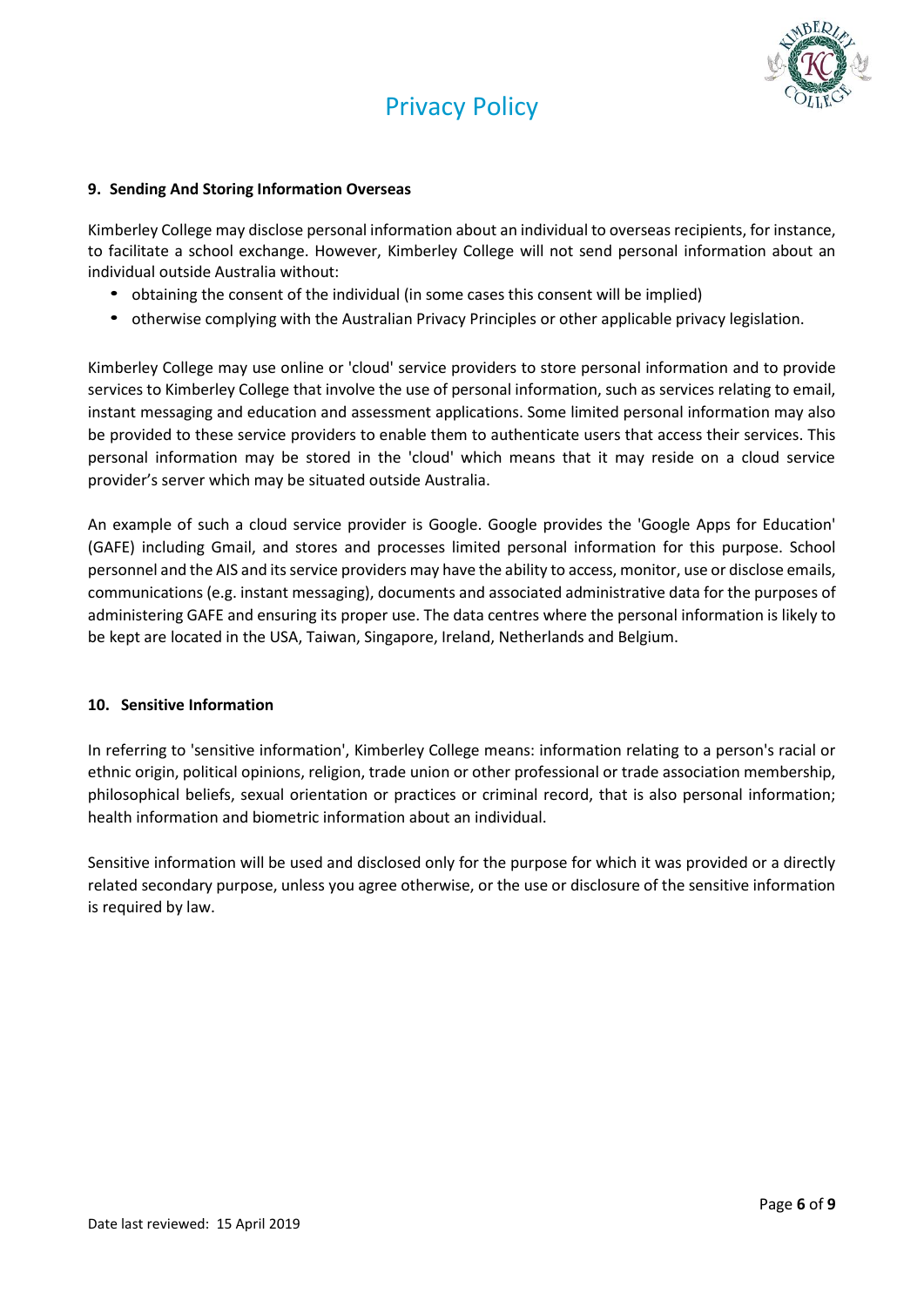### 9. Sending And Storing Information Overseas

Kimberley College may disclose personal information about an individual to overseas recipients, for instance, to facilitate a school exchange. However, Kimberley College will not send personal information about an individual outside Australia without:

- obtaining the consent of the individual (in some cases this consent will be implied)
- otherwise complying with the Australian Privacy Principles or other applicable privacy legislation.

Kimberley College may use online or 'cloud' service providers to store personal information and to provide services to Kimberley College that involve the use of personal information, such as services relating to email, instant messaging and education and assessment applications. Some limited personal information may also be provided to these service providers to enable them to authenticate users that access their services. This personal information may be stored in the 'cloud' which means that it may reside on a cloud service provider's server which may be situated outside Australia.

An example of such a cloud service provider is Google. Google provides the 'Google Apps for Education' (GAFE) including Gmail, and stores and processes limited personal information for this purpose. School personnel and the AIS and its service providers may have the ability to access, monitor, use or disclose emails, communications (e.g. instant messaging), documents and associated administrative data for the purposes of administering GAFE and ensuring its proper use. The data centres where the personal information is likely to be kept are located in the USA, Taiwan, Singapore, Ireland, Netherlands and Belgium.

### 10. Sensitive Information

In referring to 'sensitive information', Kimberley College means: information relating to a person's racial or ethnic origin, political opinions, religion, trade union or other professional or trade association membership, philosophical beliefs, sexual orientation or practices or criminal record, that is also personal information; health information and biometric information about an individual.

Sensitive information will be used and disclosed only for the purpose for which it was provided or a directly related secondary purpose, unless you agree otherwise, or the use or disclosure of the sensitive information is required by law.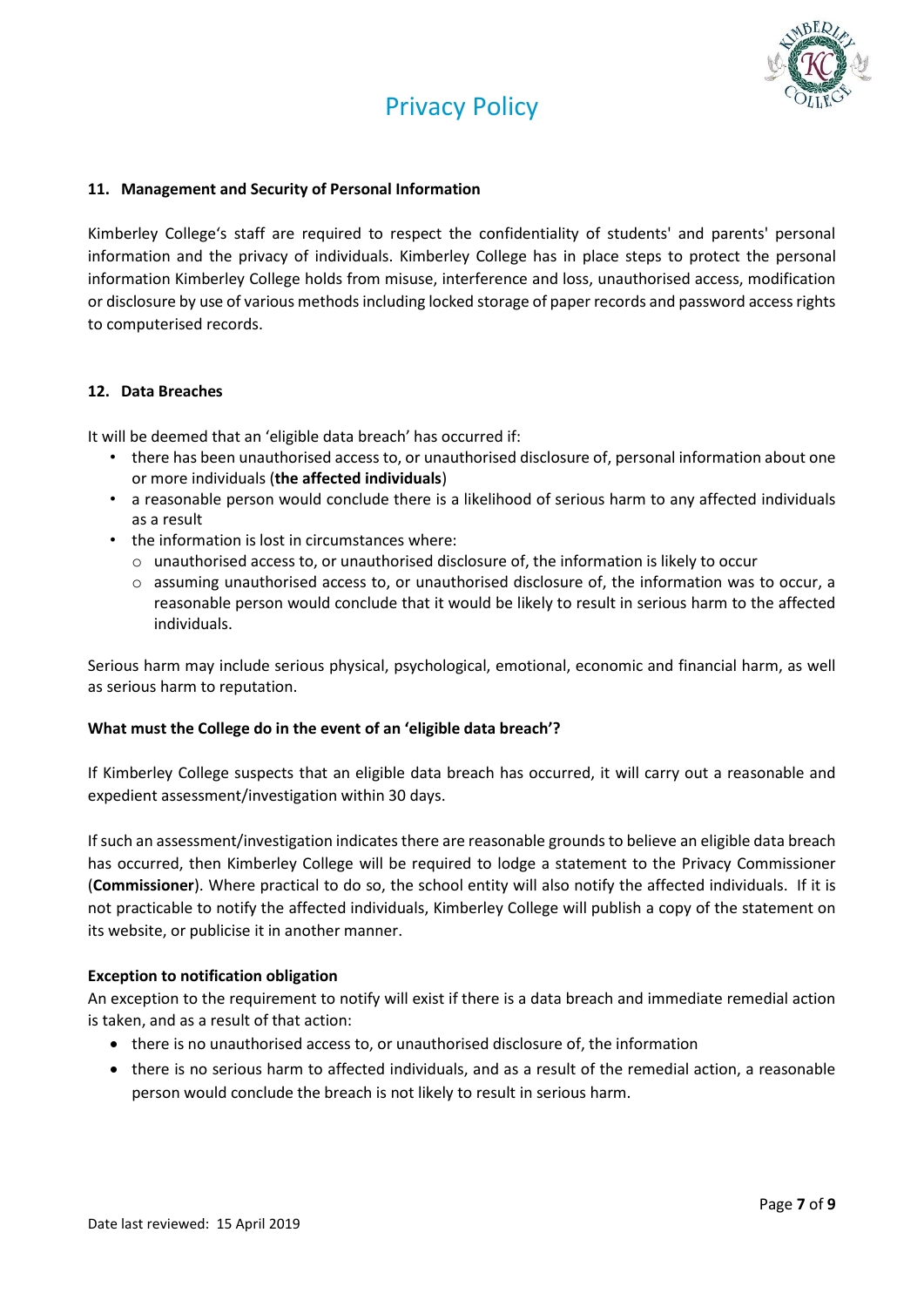### 11. Management and Security of Personal Information

Kimberley College's staff are required to respect the confidentiality of students' and parents' personal information and the privacy of individuals. Kimberley College has in place steps to protect the personal information Kimberley College holds from misuse, interference and loss, unauthorised access, modification or disclosure by use of various methods including locked storage of paper records and password access rights to computerised records.

### 12. Data Breaches

It will be deemed that an 'eligible data breach' has occurred if:

- there has been unauthorised access to, or unauthorised disclosure of, personal information about one or more individuals (**the affected individuals**)
- a reasonable person would conclude there is a likelihood of serious harm to any affected individuals as a result
- the information is lost in circumstances where:
  - unauthorised access to, or unauthorised disclosure of, the information is likely to occur
  - assuming unauthorised access to, or unauthorised disclosure of, the information was to occur, a reasonable person would conclude that it would be likely to result in serious harm to the affected individuals.

Serious harm may include serious physical, psychological, emotional, economic and financial harm, as well as serious harm to reputation.

**What must the College do in the event of an 'eligible data breach'?**

If Kimberley College suspects that an eligible data breach has occurred, it will carry out a reasonable and expedient assessment/investigation within 30 days.

If such an assessment/investigation indicates there are reasonable grounds to believe an eligible data breach has occurred, then Kimberley College will be required to lodge a statement to the Privacy Commissioner (**Commissioner**). Where practical to do so, the school entity will also notify the affected individuals. If it is not practicable to notify the affected individuals, Kimberley College will publish a copy of the statement on its website, or publicise it in another manner.

**Exception to notification obligation**

An exception to the requirement to notify will exist if there is a data breach and immediate remedial action is taken, and as a result of that action:

- there is no unauthorised access to, or unauthorised disclosure of, the information
- there is no serious harm to affected individuals, and as a result of the remedial action, a reasonable person would conclude the breach is not likely to result in serious harm.

Date last reviewed: 15 April 2019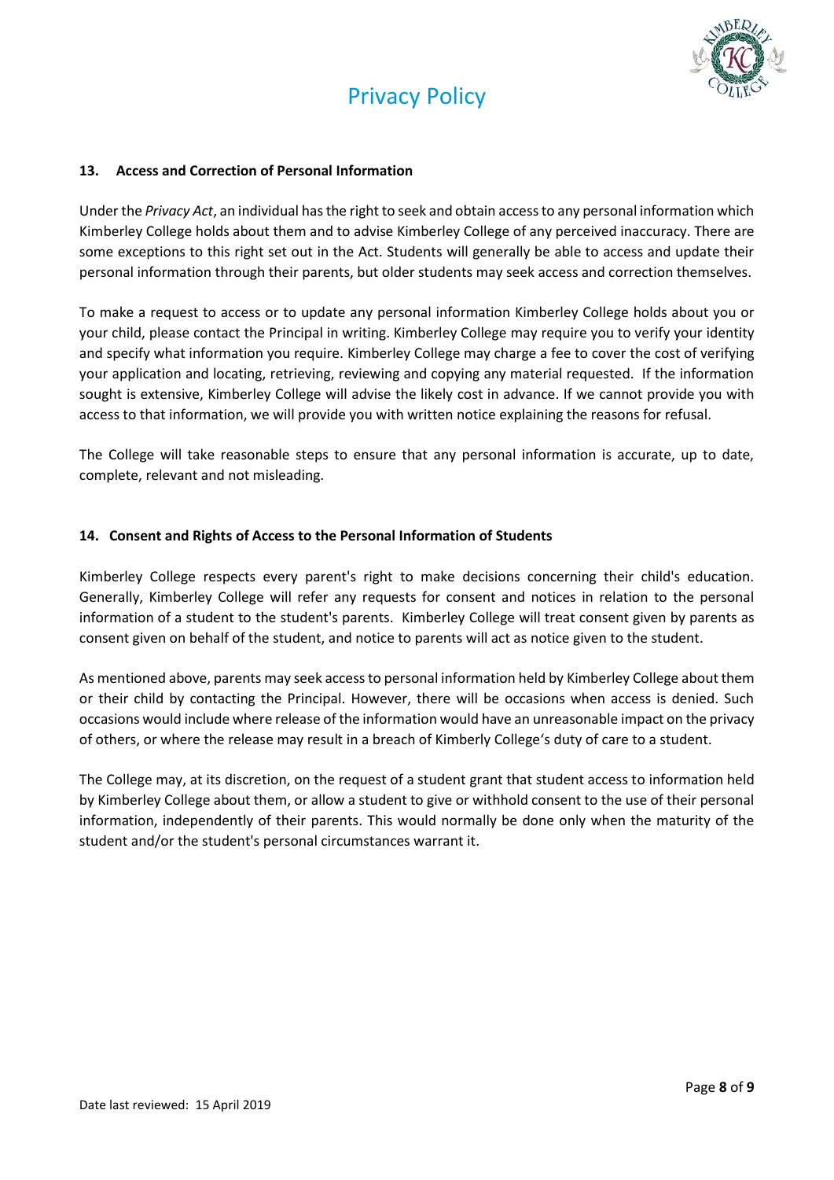## 13. Access and Correction of Personal Information

Under the *Privacy Act*, an individual has the right to seek and obtain access to any personal information which Kimberley College holds about them and to advise Kimberley College of any perceived inaccuracy. There are some exceptions to this right set out in the Act. Students will generally be able to access and update their personal information through their parents, but older students may seek access and correction themselves.

To make a request to access or to update any personal information Kimberley College holds about you or your child, please contact the Principal in writing. Kimberley College may require you to verify your identity and specify what information you require. Kimberley College may charge a fee to cover the cost of verifying your application and locating, retrieving, reviewing and copying any material requested. If the information sought is extensive, Kimberley College will advise the likely cost in advance. If we cannot provide you with access to that information, we will provide you with written notice explaining the reasons for refusal.

The College will take reasonable steps to ensure that any personal information is accurate, up to date, complete, relevant and not misleading.

## 14. Consent and Rights of Access to the Personal Information of Students

Kimberley College respects every parent's right to make decisions concerning their child's education. Generally, Kimberley College will refer any requests for consent and notices in relation to the personal information of a student to the student's parents. Kimberley College will treat consent given by parents as consent given on behalf of the student, and notice to parents will act as notice given to the student.

As mentioned above, parents may seek access to personal information held by Kimberley College about them or their child by contacting the Principal. However, there will be occasions when access is denied. Such occasions would include where release of the information would have an unreasonable impact on the privacy of others, or where the release may result in a breach of Kimberly College's duty of care to a student.

The College may, at its discretion, on the request of a student grant that student access to information held by Kimberley College about them, or allow a student to give or withhold consent to the use of their personal information, independently of their parents. This would normally be done only when the maturity of the student and/or the student's personal circumstances warrant it.

Date last reviewed: 15 April 2019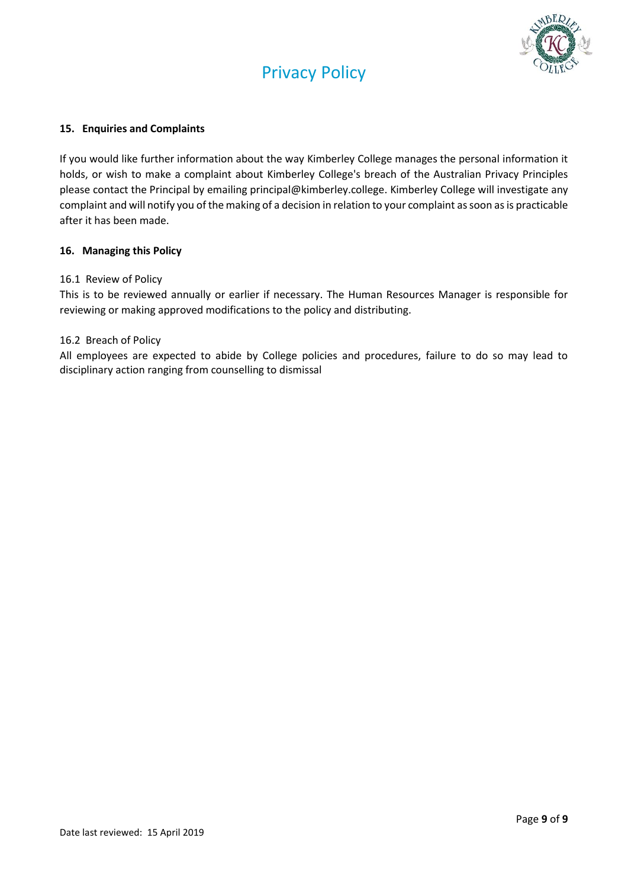### 15. Enquiries and Complaints

If you would like further information about the way Kimberley College manages the personal information it holds, or wish to make a complaint about Kimberley College's breach of the Australian Privacy Principles please contact the Principal by emailing principal@kimberley.college. Kimberley College will investigate any complaint and will notify you of the making of a decision in relation to your complaint as soon as is practicable after it has been made.

### 16. Managing this Policy

16.1 Review of Policy

This is to be reviewed annually or earlier if necessary. The Human Resources Manager is responsible for reviewing or making approved modifications to the policy and distributing.

16.2 Breach of Policy

All employees are expected to abide by College policies and procedures, failure to do so may lead to disciplinary action ranging from counselling to dismissal

Date last reviewed: 15 April 2019